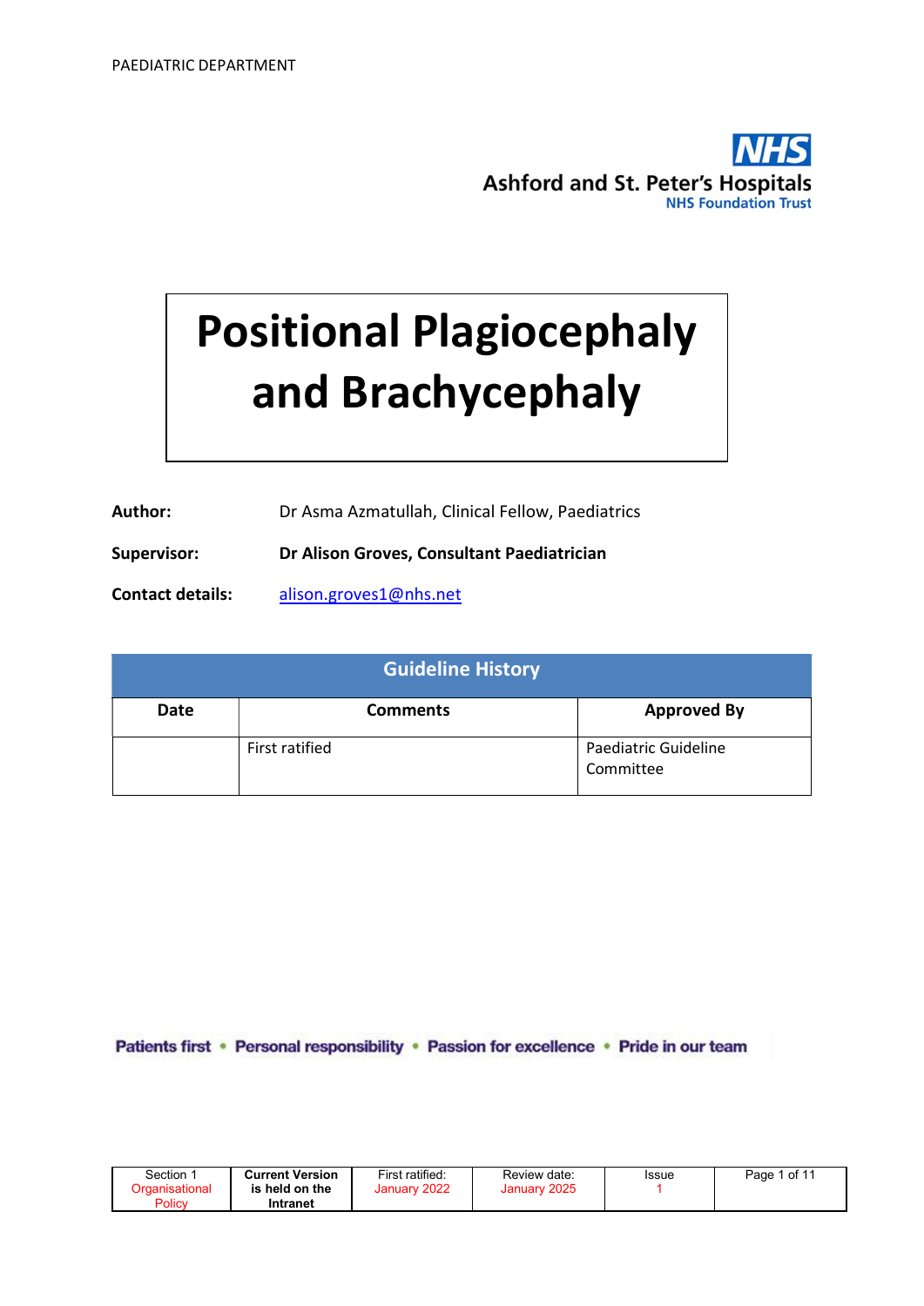PAEDIATRIC DEPARTMENT

NHS
Ashford and St. Peter's Hospitals
NHS Foundation Trust

# Positional Plagiocephaly and Brachycephaly

**Author:** Dr Asma Azmatullah, Clinical Fellow, Paediatrics

**Supervisor:** **Dr Alison Groves, Consultant Paediatrician**

**Contact details:** alison.groves1@nhs.net

| Guideline History | | |
|---|---|---|
| **Date** | **Comments** | **Approved By** |
| | First ratified | Paediatric Guideline Committee |

Patients first • Personal responsibility • Passion for excellence • Pride in our team

| Section 1 Organisational Policy | Current Version is held on the Intranet | First ratified: January 2022 | Review date: January 2025 | Issue 1 |
|---|---|---|---|---|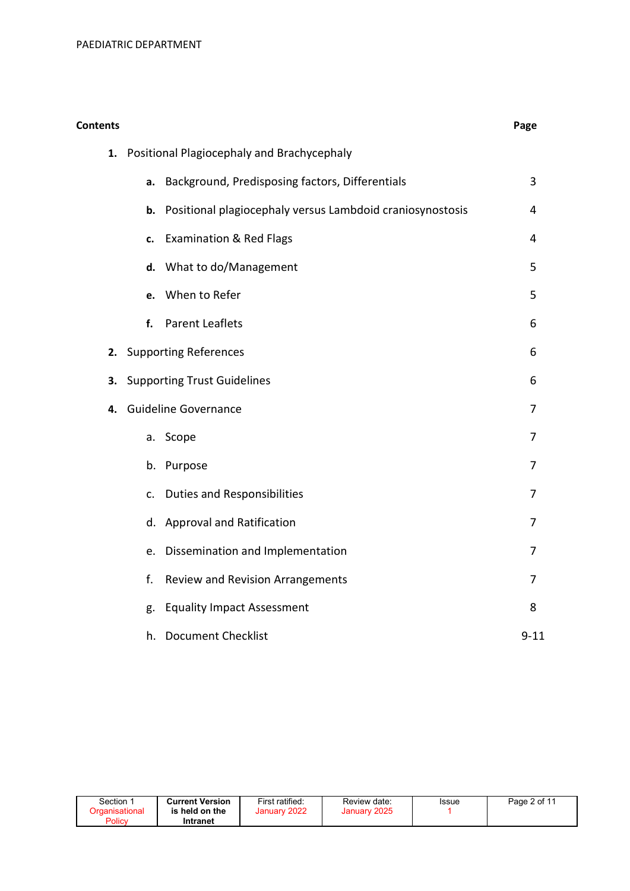**Contents** **Page**

| | Page |
|---|---|
| **1.** Positional Plagiocephaly and Brachycephaly | |
| **a.** Background, Predisposing factors, Differentials | 3 |
| **b.** Positional plagiocephaly versus Lambdoid craniosynostosis | 4 |
| **c.** Examination & Red Flags | 4 |
| **d.** What to do/Management | 5 |
| **e.** When to Refer | 5 |
| **f.** Parent Leaflets | 6 |
| **2.** Supporting References | 6 |
| **3.** Supporting Trust Guidelines | 6 |
| **4.** Guideline Governance | 7 |
| a. Scope | 7 |
| b. Purpose | 7 |
| c. Duties and Responsibilities | 7 |
| d. Approval and Ratification | 7 |
| e. Dissemination and Implementation | 7 |
| f. Review and Revision Arrangements | 7 |
| g. Equality Impact Assessment | 8 |
| h. Document Checklist | 9-11 |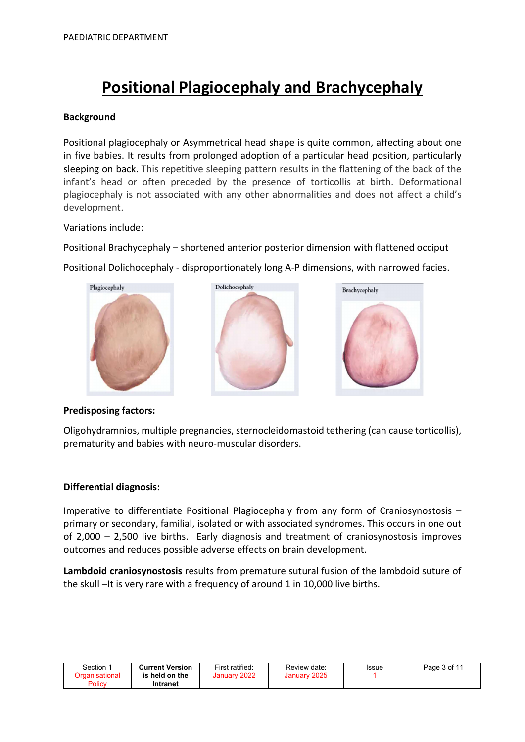# Positional Plagiocephaly and Brachycephaly

**Background**

Positional plagiocephaly or Asymmetrical head shape is quite common, affecting about one in five babies. It results from prolonged adoption of a particular head position, particularly sleeping on back. This repetitive sleeping pattern results in the flattening of the back of the infant's head or often preceded by the presence of torticollis at birth. Deformational plagiocephaly is not associated with any other abnormalities and does not affect a child's development.

Variations include:

Positional Brachycephaly – shortened anterior posterior dimension with flattened occiput

Positional Dolichocephaly - disproportionately long A-P dimensions, with narrowed facies.

**Predisposing factors:**

Oligohydramnios, multiple pregnancies, sternocleidomastoid tethering (can cause torticollis), prematurity and babies with neuro-muscular disorders.

**Differential diagnosis:**

Imperative to differentiate Positional Plagiocephaly from any form of Craniosynostosis – primary or secondary, familial, isolated or with associated syndromes. This occurs in one out of 2,000 – 2,500 live births. Early diagnosis and treatment of craniosynostosis improves outcomes and reduces possible adverse effects on brain development.

**Lambdoid craniosynostosis** results from premature sutural fusion of the lambdoid suture of the skull –It is very rare with a frequency of around 1 in 10,000 live births.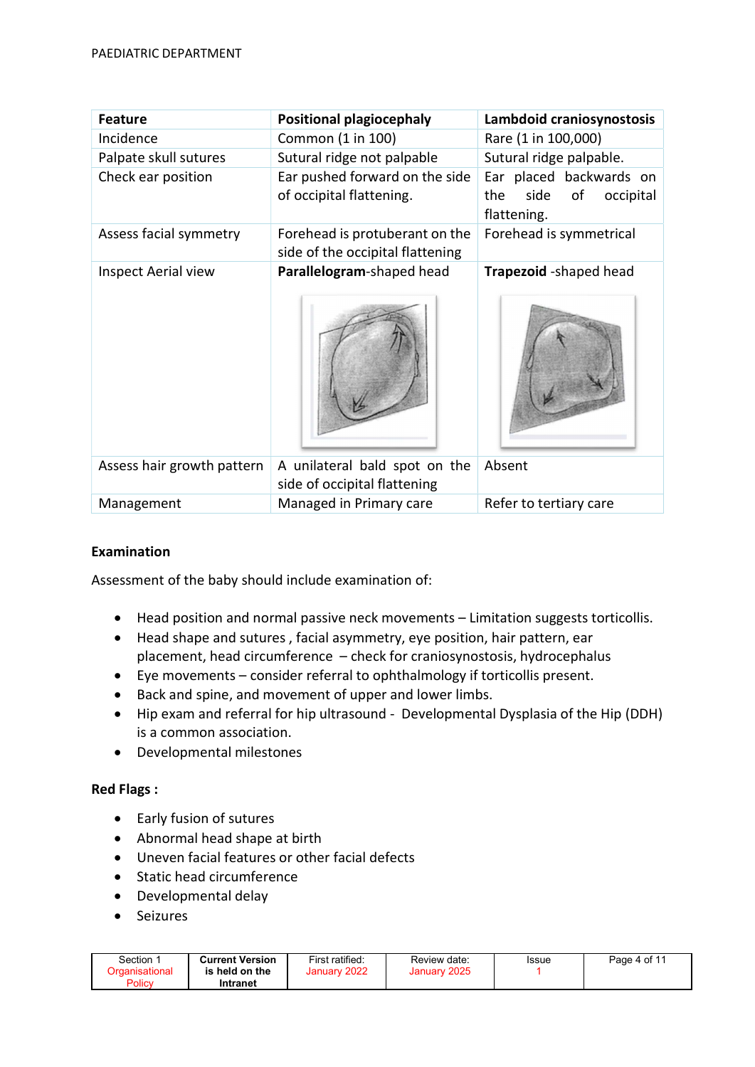| Feature | Positional plagiocephaly | Lambdoid craniosynostosis |
|---|---|---|
| Incidence | Common (1 in 100) | Rare (1 in 100,000) |
| Palpate skull sutures | Sutural ridge not palpable | Sutural ridge palpable. |
| Check ear position | Ear pushed forward on the side of occipital flattening. | Ear placed backwards on the side of occipital flattening. |
| Assess facial symmetry | Forehead is protuberant on the side of the occipital flattening | Forehead is symmetrical |
| Inspect Aerial view | **Parallelogram**-shaped head | **Trapezoid** -shaped head |
| Assess hair growth pattern | A unilateral bald spot on the side of occipital flattening | Absent |
| Management | Managed in Primary care | Refer to tertiary care |

**Examination**

Assessment of the baby should include examination of:

- Head position and normal passive neck movements – Limitation suggests torticollis.
- Head shape and sutures , facial asymmetry, eye position, hair pattern, ear placement, head circumference – check for craniosynostosis, hydrocephalus
- Eye movements – consider referral to ophthalmology if torticollis present.
- Back and spine, and movement of upper and lower limbs.
- Hip exam and referral for hip ultrasound - Developmental Dysplasia of the Hip (DDH) is a common association.
- Developmental milestones

**Red Flags :**

- Early fusion of sutures
- Abnormal head shape at birth
- Uneven facial features or other facial defects
- Static head circumference
- Developmental delay
- Seizures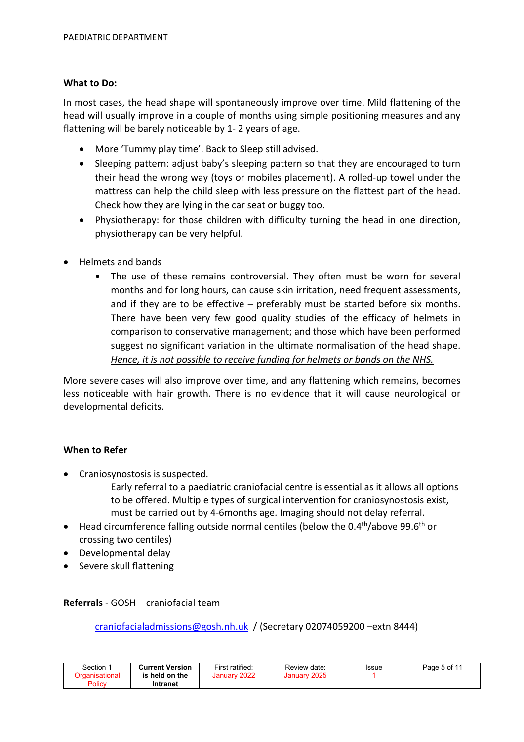**What to Do:**

In most cases, the head shape will spontaneously improve over time. Mild flattening of the head will usually improve in a couple of months using simple positioning measures and any flattening will be barely noticeable by 1- 2 years of age.

- More 'Tummy play time'. Back to Sleep still advised.
- Sleeping pattern: adjust baby's sleeping pattern so that they are encouraged to turn their head the wrong way (toys or mobiles placement). A rolled-up towel under the mattress can help the child sleep with less pressure on the flattest part of the head. Check how they are lying in the car seat or buggy too.
- Physiotherapy: for those children with difficulty turning the head in one direction, physiotherapy can be very helpful.

- Helmets and bands
  - The use of these remains controversial. They often must be worn for several months and for long hours, can cause skin irritation, need frequent assessments, and if they are to be effective – preferably must be started before six months. There have been very few good quality studies of the efficacy of helmets in comparison to conservative management; and those which have been performed suggest no significant variation in the ultimate normalisation of the head shape. *Hence, it is not possible to receive funding for helmets or bands on the NHS.*

More severe cases will also improve over time, and any flattening which remains, becomes less noticeable with hair growth. There is no evidence that it will cause neurological or developmental deficits.

**When to Refer**

- Craniosynostosis is suspected.
  Early referral to a paediatric craniofacial centre is essential as it allows all options to be offered. Multiple types of surgical intervention for craniosynostosis exist, must be carried out by 4-6months age. Imaging should not delay referral.
- Head circumference falling outside normal centiles (below the 0.4$^{th}$/above 99.6$^{th}$ or crossing two centiles)
- Developmental delay
- Severe skull flattening

**Referrals** - GOSH – craniofacial team

craniofacialadmissions@gosh.nh.uk / (Secretary 02074059200 –extn 8444)

| Section 1 Organisational Policy | Current Version is held on the Intranet | First ratified: January 2022 | Review date: January 2025 | Issue 1 |
|---|---|---|---|---|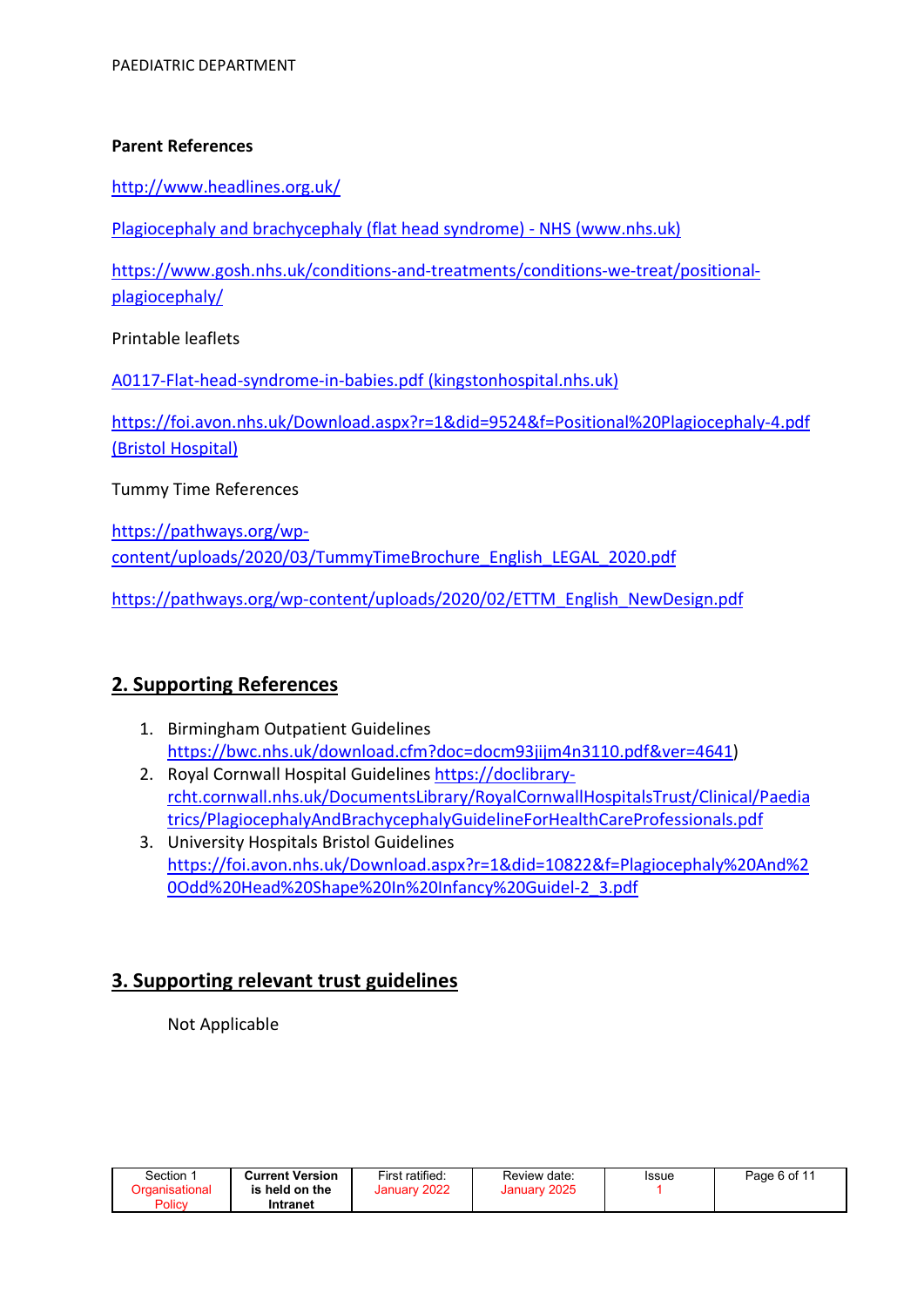**Parent References**

http://www.headlines.org.uk/

Plagiocephaly and brachycephaly (flat head syndrome) - NHS (www.nhs.uk)

https://www.gosh.nhs.uk/conditions-and-treatments/conditions-we-treat/positional-plagiocephaly/

Printable leaflets

A0117-Flat-head-syndrome-in-babies.pdf (kingstonhospital.nhs.uk)

https://foi.avon.nhs.uk/Download.aspx?r=1&did=9524&f=Positional%20Plagiocephaly-4.pdf (Bristol Hospital)

Tummy Time References

https://pathways.org/wp-content/uploads/2020/03/TummyTimeBrochure_English_LEGAL_2020.pdf

https://pathways.org/wp-content/uploads/2020/02/ETTM_English_NewDesign.pdf

## 2. Supporting References

1. Birmingham Outpatient Guidelines https://bwc.nhs.uk/download.cfm?doc=docm93jijm4n3110.pdf&ver=4641)
2. Royal Cornwall Hospital Guidelines https://doclibrary-rcht.cornwall.nhs.uk/DocumentsLibrary/RoyalCornwallHospitalsTrust/Clinical/Paediatrics/PlagiocephalyAndBrachycephalyGuidelineForHealthCareProfessionals.pdf
3. University Hospitals Bristol Guidelines https://foi.avon.nhs.uk/Download.aspx?r=1&did=10822&f=Plagiocephaly%20And%20Odd%20Head%20Shape%20In%20Infancy%20Guidel-2_3.pdf

## 3. Supporting relevant trust guidelines

Not Applicable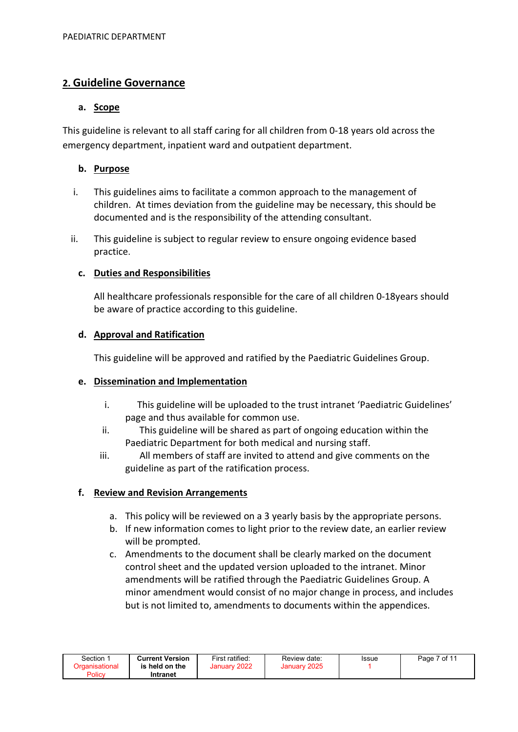## 2. Guideline Governance

### a. Scope

This guideline is relevant to all staff caring for all children from 0-18 years old across the emergency department, inpatient ward and outpatient department.

### b. Purpose

i. This guidelines aims to facilitate a common approach to the management of children. At times deviation from the guideline may be necessary, this should be documented and is the responsibility of the attending consultant.

ii. This guideline is subject to regular review to ensure ongoing evidence based practice.

### c. Duties and Responsibilities

All healthcare professionals responsible for the care of all children 0-18years should be aware of practice according to this guideline.

### d. Approval and Ratification

This guideline will be approved and ratified by the Paediatric Guidelines Group.

### e. Dissemination and Implementation

i. This guideline will be uploaded to the trust intranet 'Paediatric Guidelines' page and thus available for common use.

ii. This guideline will be shared as part of ongoing education within the Paediatric Department for both medical and nursing staff.

iii. All members of staff are invited to attend and give comments on the guideline as part of the ratification process.

### f. Review and Revision Arrangements

a. This policy will be reviewed on a 3 yearly basis by the appropriate persons.

b. If new information comes to light prior to the review date, an earlier review will be prompted.

c. Amendments to the document shall be clearly marked on the document control sheet and the updated version uploaded to the intranet. Minor amendments will be ratified through the Paediatric Guidelines Group. A minor amendment would consist of no major change in process, and includes but is not limited to, amendments to documents within the appendices.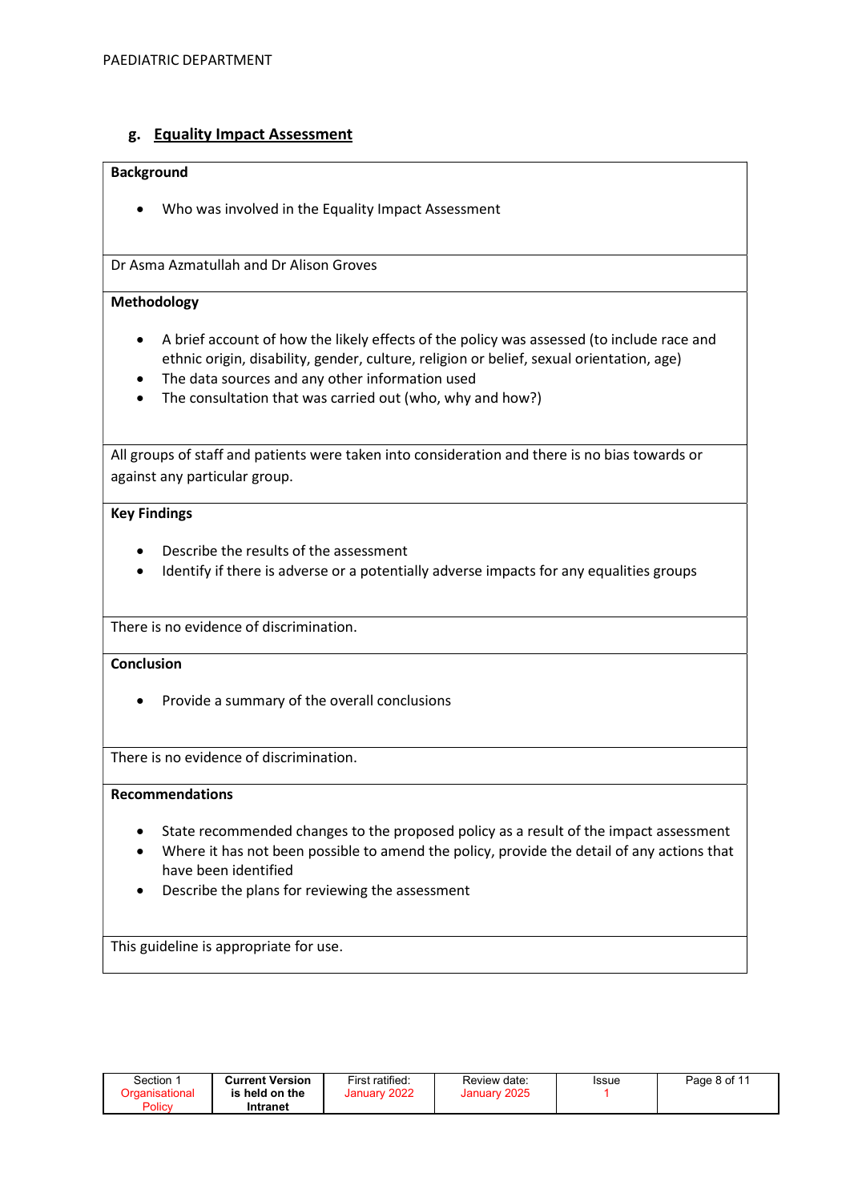## g. Equality Impact Assessment

| **Background** |
|---|
| • Who was involved in the Equality Impact Assessment |
| Dr Asma Azmatullah and Dr Alison Groves |
| **Methodology** |
| • A brief account of how the likely effects of the policy was assessed (to include race and ethnic origin, disability, gender, culture, religion or belief, sexual orientation, age)<br>• The data sources and any other information used<br>• The consultation that was carried out (who, why and how?) |
| All groups of staff and patients were taken into consideration and there is no bias towards or against any particular group. |
| **Key Findings** |
| • Describe the results of the assessment<br>• Identify if there is adverse or a potentially adverse impacts for any equalities groups |
| There is no evidence of discrimination. |
| **Conclusion** |
| • Provide a summary of the overall conclusions |
| There is no evidence of discrimination. |
| **Recommendations** |
| • State recommended changes to the proposed policy as a result of the impact assessment<br>• Where it has not been possible to amend the policy, provide the detail of any actions that have been identified<br>• Describe the plans for reviewing the assessment |
| This guideline is appropriate for use. |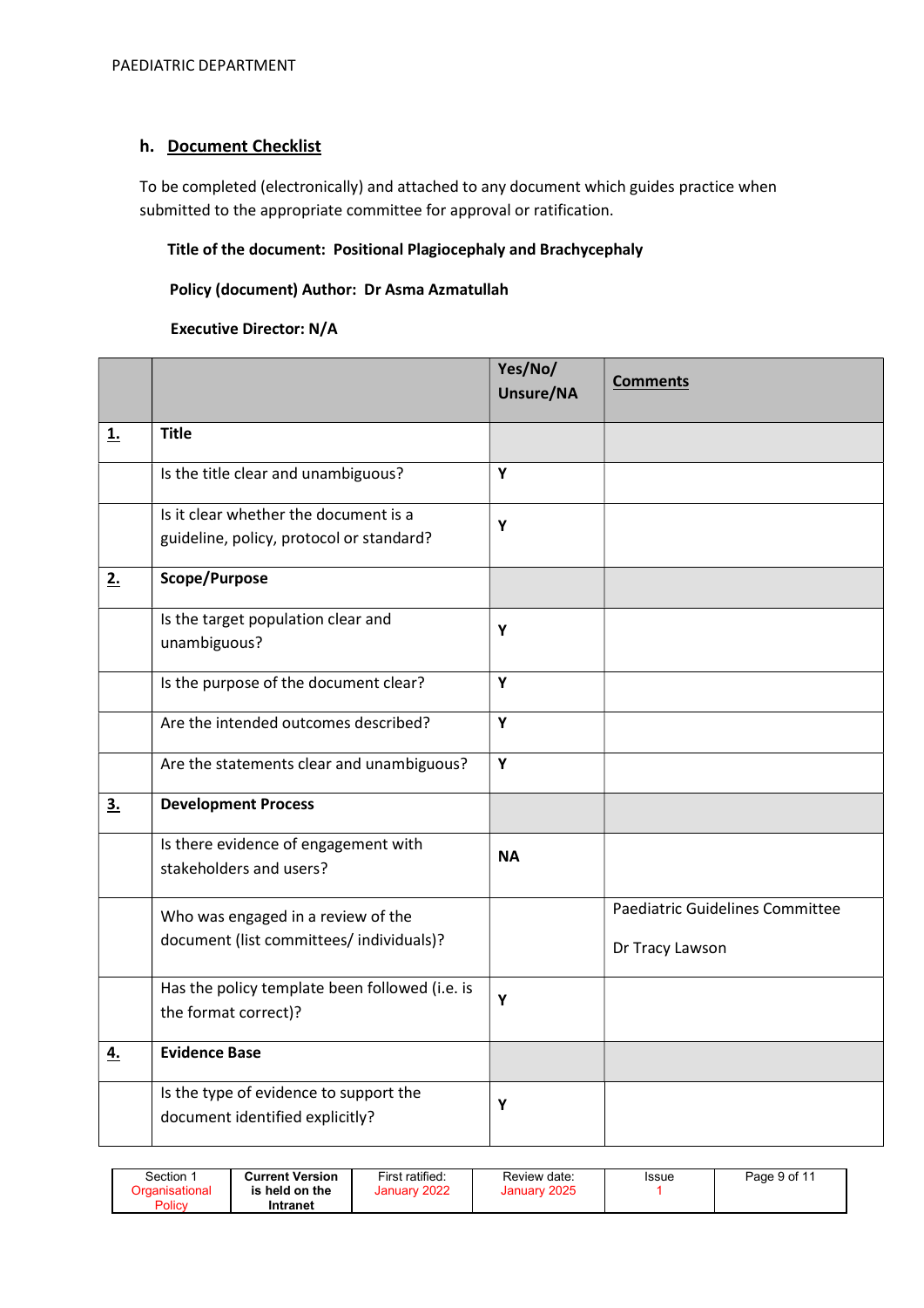## h. Document Checklist

To be completed (electronically) and attached to any document which guides practice when submitted to the appropriate committee for approval or ratification.

**Title of the document: Positional Plagiocephaly and Brachycephaly**

**Policy (document) Author: Dr Asma Azmatullah**

**Executive Director: N/A**

| | | Yes/No/ Unsure/NA | Comments |
|---|---|---|---|
| **1.** | **Title** | | |
| | Is the title clear and unambiguous? | **Y** | |
| | Is it clear whether the document is a guideline, policy, protocol or standard? | **Y** | |
| **2.** | **Scope/Purpose** | | |
| | Is the target population clear and unambiguous? | **Y** | |
| | Is the purpose of the document clear? | **Y** | |
| | Are the intended outcomes described? | **Y** | |
| | Are the statements clear and unambiguous? | **Y** | |
| **3.** | **Development Process** | | |
| | Is there evidence of engagement with stakeholders and users? | **NA** | |
| | Who was engaged in a review of the document (list committees/ individuals)? | | Paediatric Guidelines Committee<br><br>Dr Tracy Lawson |
| | Has the policy template been followed (i.e. is the format correct)? | **Y** | |
| **4.** | **Evidence Base** | | |
| | Is the type of evidence to support the document identified explicitly? | **Y** | |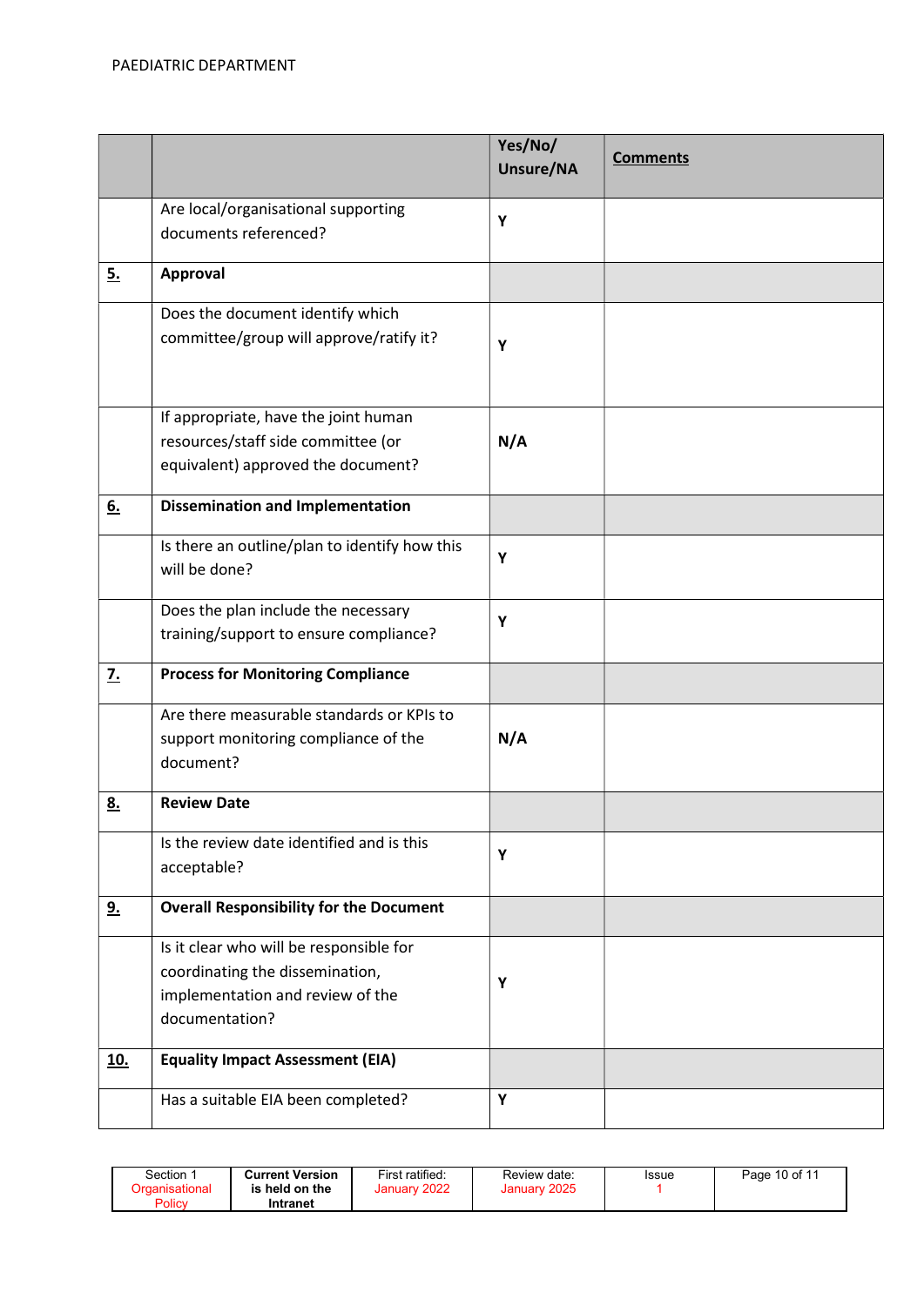| | | Yes/No/ Unsure/NA | Comments |
|---|---|---|---|
| | Are local/organisational supporting documents referenced? | Y | |
| **5.** | **Approval** | | |
| | Does the document identify which committee/group will approve/ratify it? | Y | |
| | If appropriate, have the joint human resources/staff side committee (or equivalent) approved the document? | N/A | |
| **6.** | **Dissemination and Implementation** | | |
| | Is there an outline/plan to identify how this will be done? | Y | |
| | Does the plan include the necessary training/support to ensure compliance? | Y | |
| **7.** | **Process for Monitoring Compliance** | | |
| | Are there measurable standards or KPIs to support monitoring compliance of the document? | N/A | |
| **8.** | **Review Date** | | |
| | Is the review date identified and is this acceptable? | Y | |
| **9.** | **Overall Responsibility for the Document** | | |
| | Is it clear who will be responsible for coordinating the dissemination, implementation and review of the documentation? | Y | |
| **10.** | **Equality Impact Assessment (EIA)** | | |
| | Has a suitable EIA been completed? | Y | |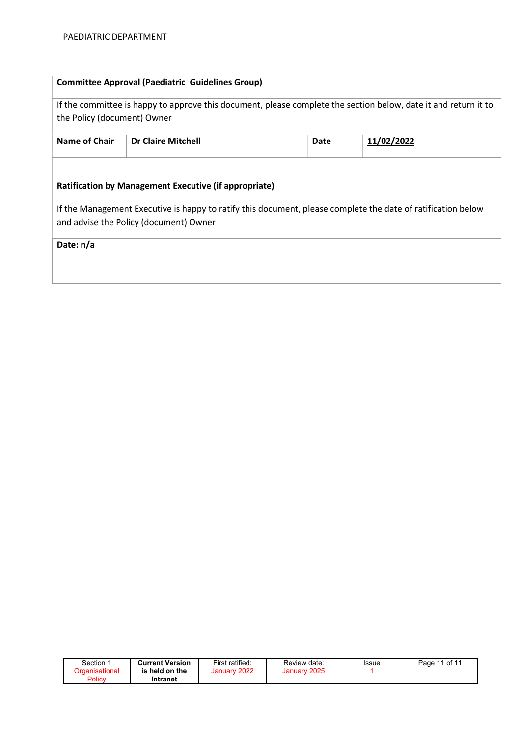| | | | |
|---|---|---|---|
| **Committee Approval (Paediatric Guidelines Group)** | | | |
| If the committee is happy to approve this document, please complete the section below, date it and return it to the Policy (document) Owner | | | |
| **Name of Chair** | **Dr Claire Mitchell** | **Date** | **11/02/2022** |
| **Ratification by Management Executive (if appropriate)** | | | |
| If the Management Executive is happy to ratify this document, please complete the date of ratification below and advise the Policy (document) Owner | | | |
| **Date: n/a** | | | |